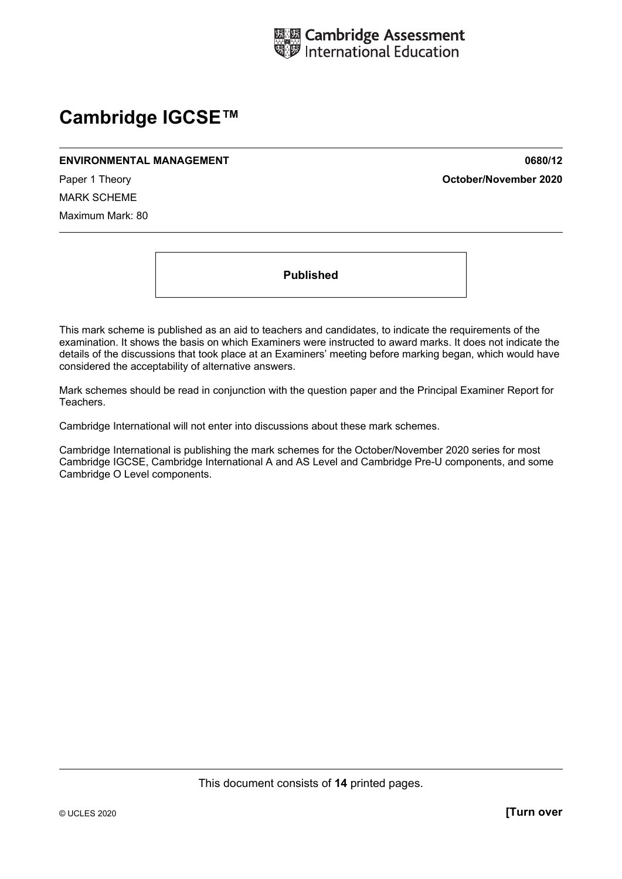Cambridge Assessment International Education

# Cambridge IGCSE™

**ENVIRONMENTAL MANAGEMENT** **0680/12**

Paper 1 Theory **October/November 2020**

MARK SCHEME

Maximum Mark: 80

**Published**

This mark scheme is published as an aid to teachers and candidates, to indicate the requirements of the examination. It shows the basis on which Examiners were instructed to award marks. It does not indicate the details of the discussions that took place at an Examiners' meeting before marking began, which would have considered the acceptability of alternative answers.

Mark schemes should be read in conjunction with the question paper and the Principal Examiner Report for Teachers.

Cambridge International will not enter into discussions about these mark schemes.

Cambridge International is publishing the mark schemes for the October/November 2020 series for most Cambridge IGCSE, Cambridge International A and AS Level and Cambridge Pre-U components, and some Cambridge O Level components.

This document consists of **14** printed pages.

© UCLES 2020 **[Turn over**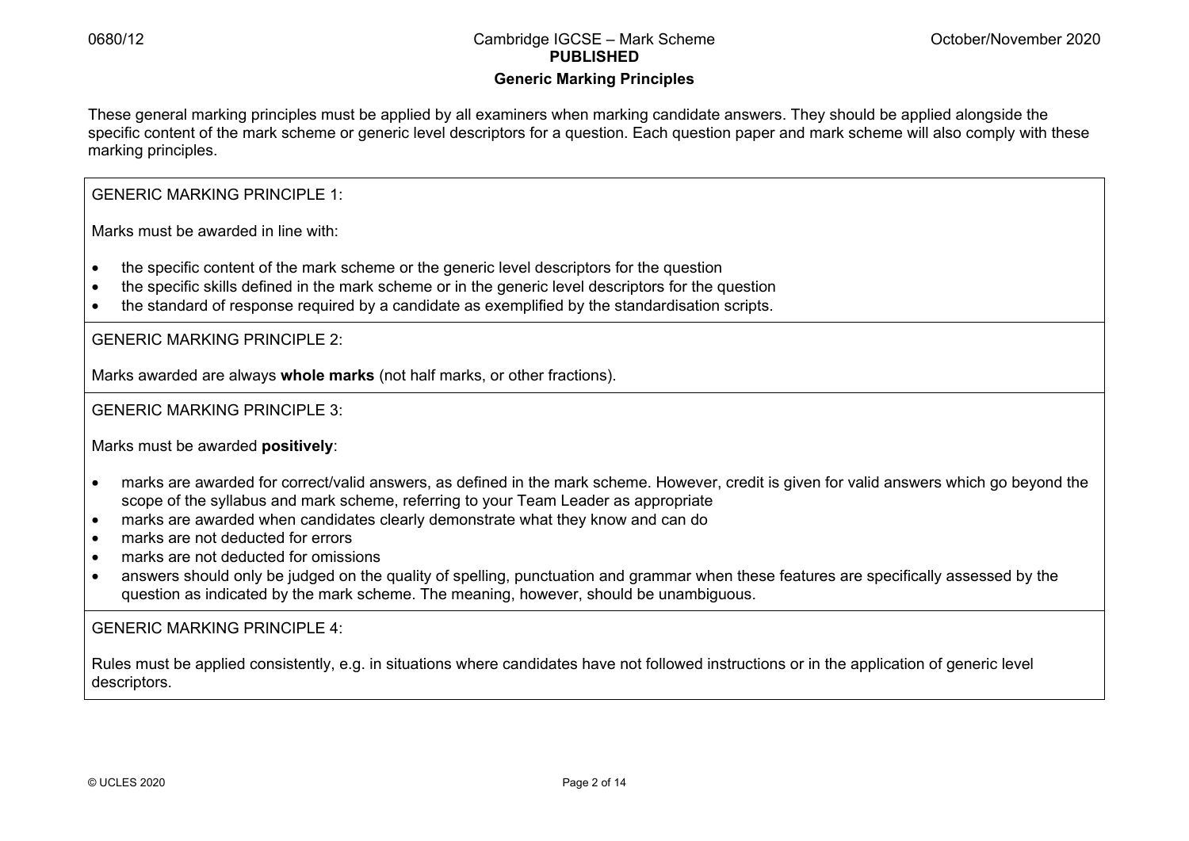**PUBLISHED**

## Generic Marking Principles

These general marking principles must be applied by all examiners when marking candidate answers. They should be applied alongside the specific content of the mark scheme or generic level descriptors for a question. Each question paper and mark scheme will also comply with these marking principles.

GENERIC MARKING PRINCIPLE 1:

Marks must be awarded in line with:

- the specific content of the mark scheme or the generic level descriptors for the question
- the specific skills defined in the mark scheme or in the generic level descriptors for the question
- the standard of response required by a candidate as exemplified by the standardisation scripts.

GENERIC MARKING PRINCIPLE 2:

Marks awarded are always **whole marks** (not half marks, or other fractions).

GENERIC MARKING PRINCIPLE 3:

Marks must be awarded **positively**:

- marks are awarded for correct/valid answers, as defined in the mark scheme. However, credit is given for valid answers which go beyond the scope of the syllabus and mark scheme, referring to your Team Leader as appropriate
- marks are awarded when candidates clearly demonstrate what they know and can do
- marks are not deducted for errors
- marks are not deducted for omissions
- answers should only be judged on the quality of spelling, punctuation and grammar when these features are specifically assessed by the question as indicated by the mark scheme. The meaning, however, should be unambiguous.

GENERIC MARKING PRINCIPLE 4:

Rules must be applied consistently, e.g. in situations where candidates have not followed instructions or in the application of generic level descriptors.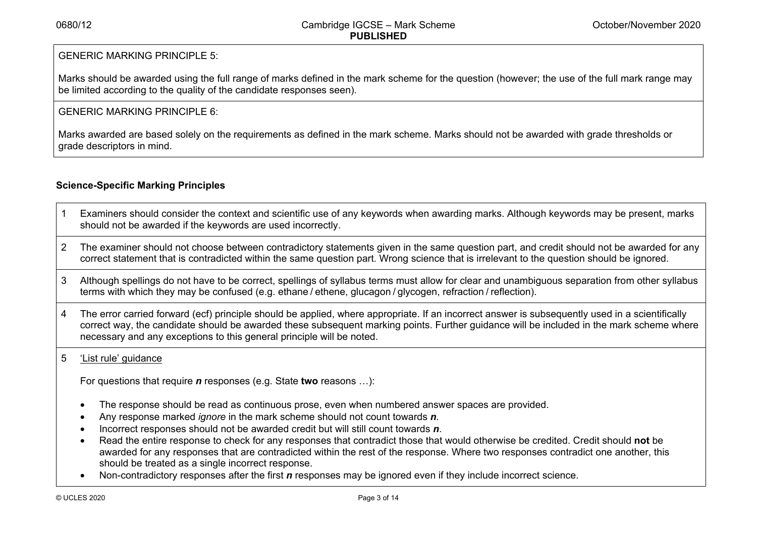GENERIC MARKING PRINCIPLE 5:

Marks should be awarded using the full range of marks defined in the mark scheme for the question (however; the use of the full mark range may be limited according to the quality of the candidate responses seen).

GENERIC MARKING PRINCIPLE 6:

Marks awarded are based solely on the requirements as defined in the mark scheme. Marks should not be awarded with grade thresholds or grade descriptors in mind.

**Science-Specific Marking Principles**

1. Examiners should consider the context and scientific use of any keywords when awarding marks. Although keywords may be present, marks should not be awarded if the keywords are used incorrectly.

2. The examiner should not choose between contradictory statements given in the same question part, and credit should not be awarded for any correct statement that is contradicted within the same question part. Wrong science that is irrelevant to the question should be ignored.

3. Although spellings do not have to be correct, spellings of syllabus terms must allow for clear and unambiguous separation from other syllabus terms with which they may be confused (e.g. ethane / ethene, glucagon / glycogen, refraction / reflection).

4. The error carried forward (ecf) principle should be applied, where appropriate. If an incorrect answer is subsequently used in a scientifically correct way, the candidate should be awarded these subsequent marking points. Further guidance will be included in the mark scheme where necessary and any exceptions to this general principle will be noted.

5. <u>'List rule' guidance</u>

   For questions that require ***n*** responses (e.g. State **two** reasons …):

   - The response should be read as continuous prose, even when numbered answer spaces are provided.
   - Any response marked *ignore* in the mark scheme should not count towards ***n***.
   - Incorrect responses should not be awarded credit but will still count towards ***n***.
   - Read the entire response to check for any responses that contradict those that would otherwise be credited. Credit should **not** be awarded for any responses that are contradicted within the rest of the response. Where two responses contradict one another, this should be treated as a single incorrect response.
   - Non-contradictory responses after the first ***n*** responses may be ignored even if they include incorrect science.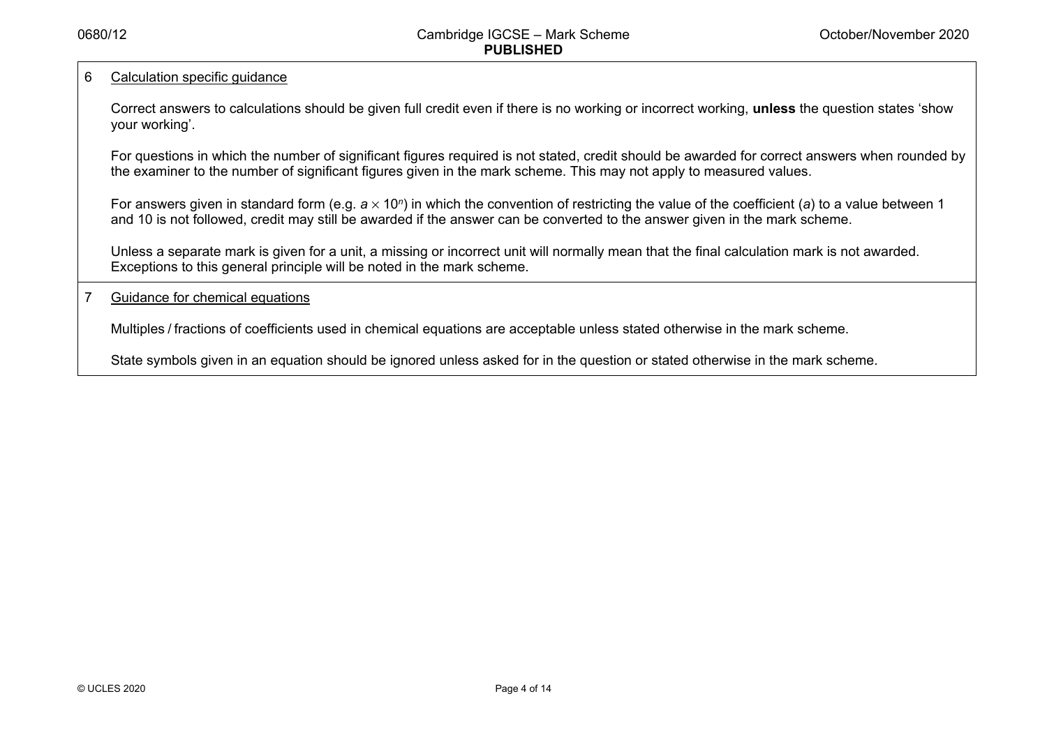6 <u>Calculation specific guidance</u>

Correct answers to calculations should be given full credit even if there is no working or incorrect working, **unless** the question states 'show your working'.

For questions in which the number of significant figures required is not stated, credit should be awarded for correct answers when rounded by the examiner to the number of significant figures given in the mark scheme. This may not apply to measured values.

For answers given in standard form (e.g. $a \times 10^n$) in which the convention of restricting the value of the coefficient ($a$) to a value between 1 and 10 is not followed, credit may still be awarded if the answer can be converted to the answer given in the mark scheme.

Unless a separate mark is given for a unit, a missing or incorrect unit will normally mean that the final calculation mark is not awarded. Exceptions to this general principle will be noted in the mark scheme.

7 <u>Guidance for chemical equations</u>

Multiples / fractions of coefficients used in chemical equations are acceptable unless stated otherwise in the mark scheme.

State symbols given in an equation should be ignored unless asked for in the question or stated otherwise in the mark scheme.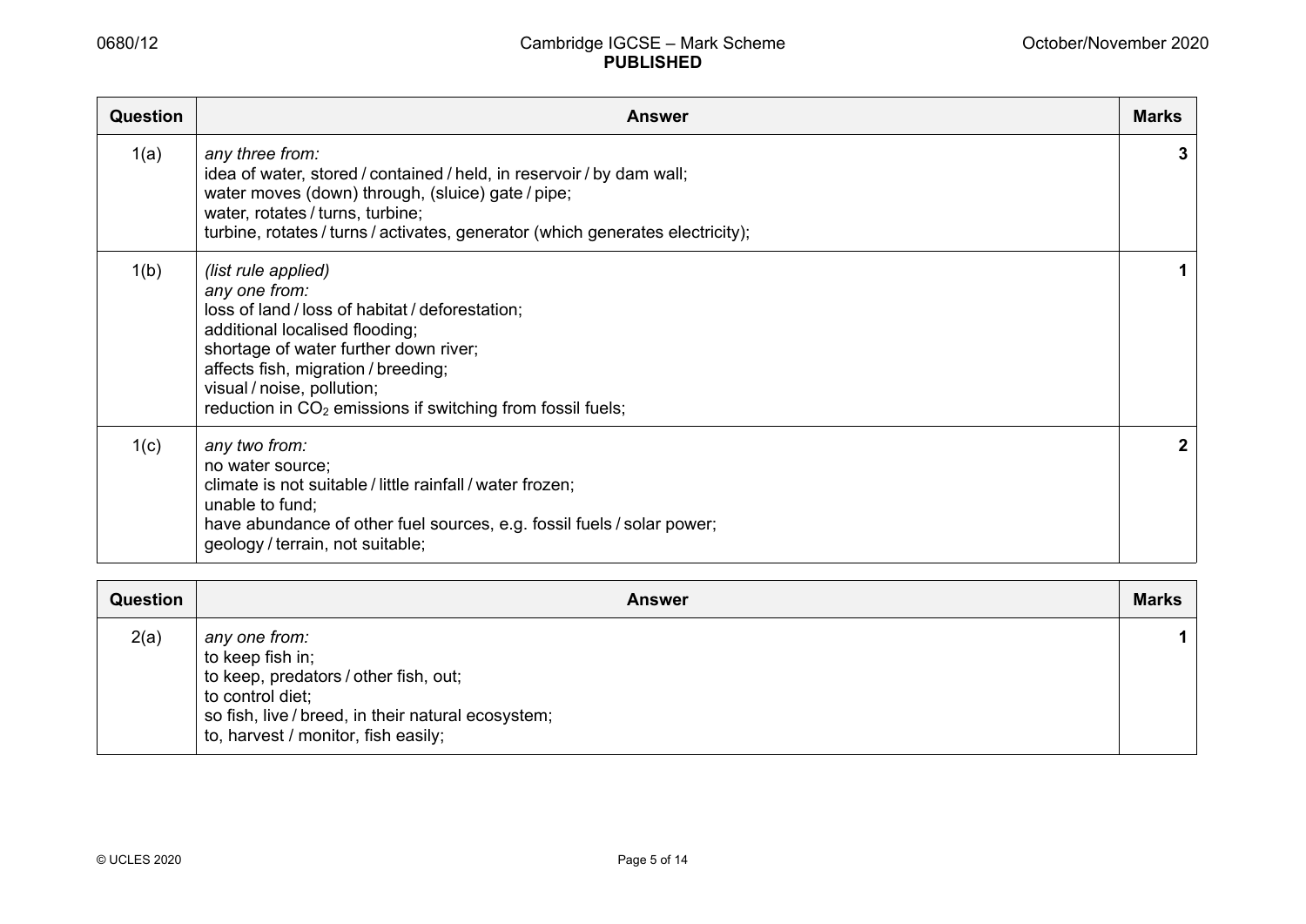| Question | Answer | Marks |
|---|---|---|
| 1(a) | *any three from:*<br>idea of water, stored / contained / held, in reservoir / by dam wall;<br>water moves (down) through, (sluice) gate / pipe;<br>water, rotates / turns, turbine;<br>turbine, rotates / turns / activates, generator (which generates electricity); | 3 |
| 1(b) | *(list rule applied)*<br>*any one from:*<br>loss of land / loss of habitat / deforestation;<br>additional localised flooding;<br>shortage of water further down river;<br>affects fish, migration / breeding;<br>visual / noise, pollution;<br>reduction in $CO_2$ emissions if switching from fossil fuels; | 1 |
| 1(c) | *any two from:*<br>no water source;<br>climate is not suitable / little rainfall / water frozen;<br>unable to fund;<br>have abundance of other fuel sources, e.g. fossil fuels / solar power;<br>geology / terrain, not suitable; | 2 |

| Question | Answer | Marks |
|---|---|---|
| 2(a) | *any one from:*<br>to keep fish in;<br>to keep, predators / other fish, out;<br>to control diet;<br>so fish, live / breed, in their natural ecosystem;<br>to, harvest / monitor, fish easily; | 1 |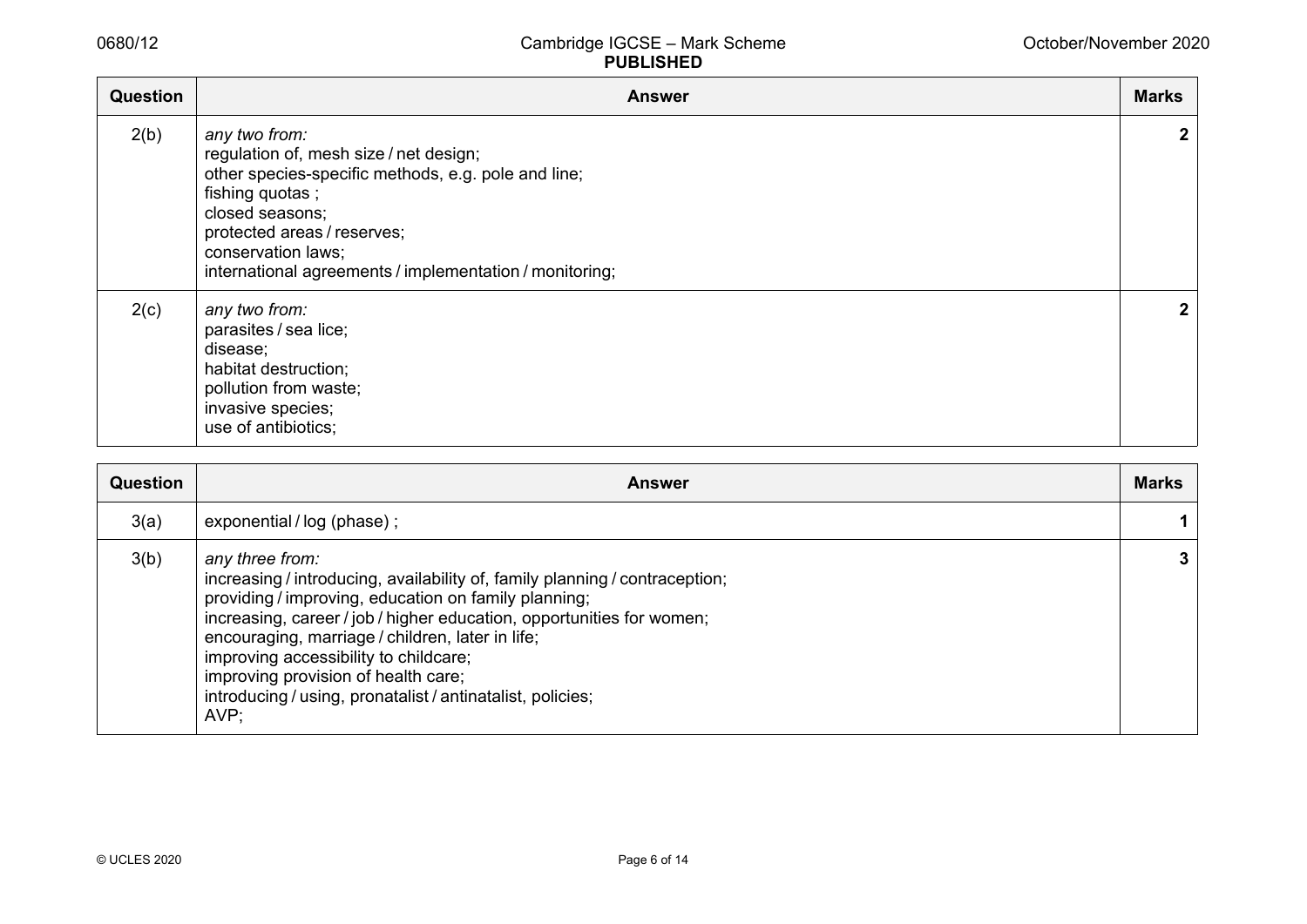| Question | Answer | Marks |
|---|---|---|
| 2(b) | *any two from:*<br>regulation of, mesh size / net design;<br>other species-specific methods, e.g. pole and line;<br>fishing quotas ;<br>closed seasons;<br>protected areas / reserves;<br>conservation laws;<br>international agreements / implementation / monitoring; | **2** |
| 2(c) | *any two from:*<br>parasites / sea lice;<br>disease;<br>habitat destruction;<br>pollution from waste;<br>invasive species;<br>use of antibiotics; | **2** |

| Question | Answer | Marks |
|---|---|---|
| 3(a) | exponential / log (phase) ; | **1** |
| 3(b) | *any three from:*<br>increasing / introducing, availability of, family planning / contraception;<br>providing / improving, education on family planning;<br>increasing, career / job / higher education, opportunities for women;<br>encouraging, marriage / children, later in life;<br>improving accessibility to childcare;<br>improving provision of health care;<br>introducing / using, pronatalist / antinatalist, policies;<br>AVP; | **3** |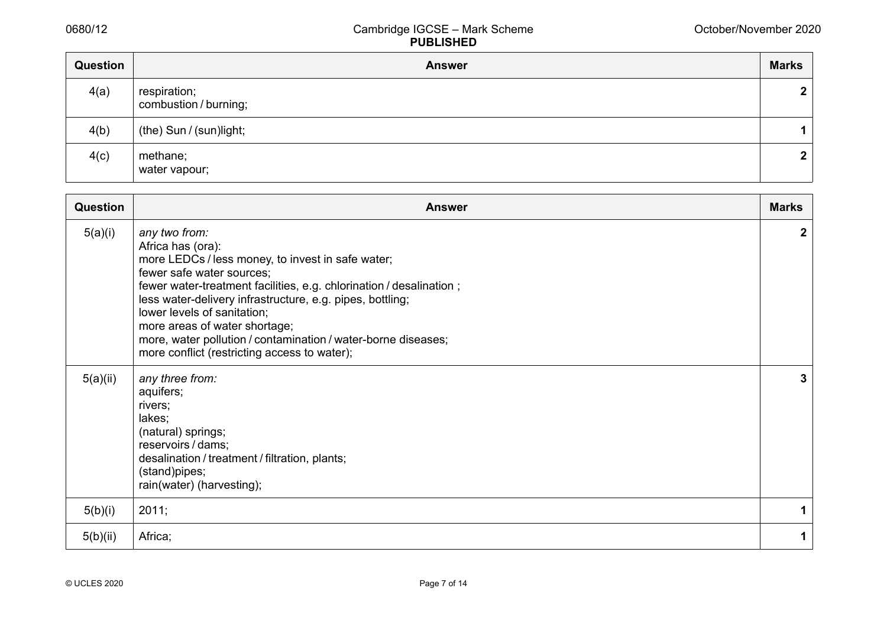| Question | Answer | Marks |
|---|---|---|
| 4(a) | respiration;<br>combustion / burning; | 2 |
| 4(b) | (the) Sun / (sun)light; | 1 |
| 4(c) | methane;<br>water vapour; | 2 |

| Question | Answer | Marks |
|---|---|---|
| 5(a)(i) | *any two from:*<br>Africa has (ora):<br>more LEDCs / less money, to invest in safe water;<br>fewer safe water sources;<br>fewer water-treatment facilities, e.g. chlorination / desalination ;<br>less water-delivery infrastructure, e.g. pipes, bottling;<br>lower levels of sanitation;<br>more areas of water shortage;<br>more, water pollution / contamination / water-borne diseases;<br>more conflict (restricting access to water); | 2 |
| 5(a)(ii) | *any three from:*<br>aquifers;<br>rivers;<br>lakes;<br>(natural) springs;<br>reservoirs / dams;<br>desalination / treatment / filtration, plants;<br>(stand)pipes;<br>rain(water) (harvesting); | 3 |
| 5(b)(i) | 2011; | 1 |
| 5(b)(ii) | Africa; | 1 |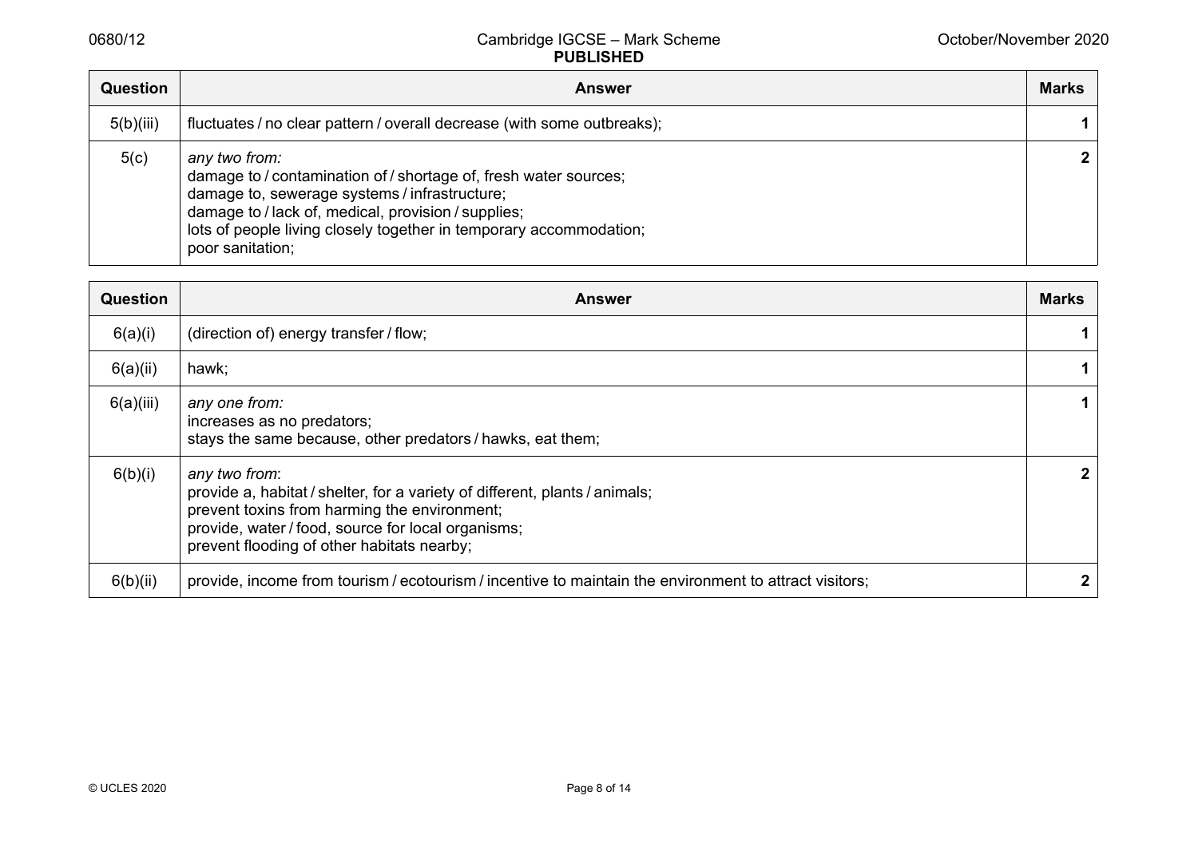| Question | Answer | Marks |
|---|---|---|
| 5(b)(iii) | fluctuates / no clear pattern / overall decrease (with some outbreaks); | 1 |
| 5(c) | *any two from:*<br>damage to / contamination of / shortage of, fresh water sources;<br>damage to, sewerage systems / infrastructure;<br>damage to / lack of, medical, provision / supplies;<br>lots of people living closely together in temporary accommodation;<br>poor sanitation; | 2 |

| Question | Answer | Marks |
|---|---|---|
| 6(a)(i) | (direction of) energy transfer / flow; | 1 |
| 6(a)(ii) | hawk; | 1 |
| 6(a)(iii) | *any one from:*<br>increases as no predators;<br>stays the same because, other predators / hawks, eat them; | 1 |
| 6(b)(i) | *any two from*:<br>provide a, habitat / shelter, for a variety of different, plants / animals;<br>prevent toxins from harming the environment;<br>provide, water / food, source for local organisms;<br>prevent flooding of other habitats nearby; | 2 |
| 6(b)(ii) | provide, income from tourism / ecotourism / incentive to maintain the environment to attract visitors; | 2 |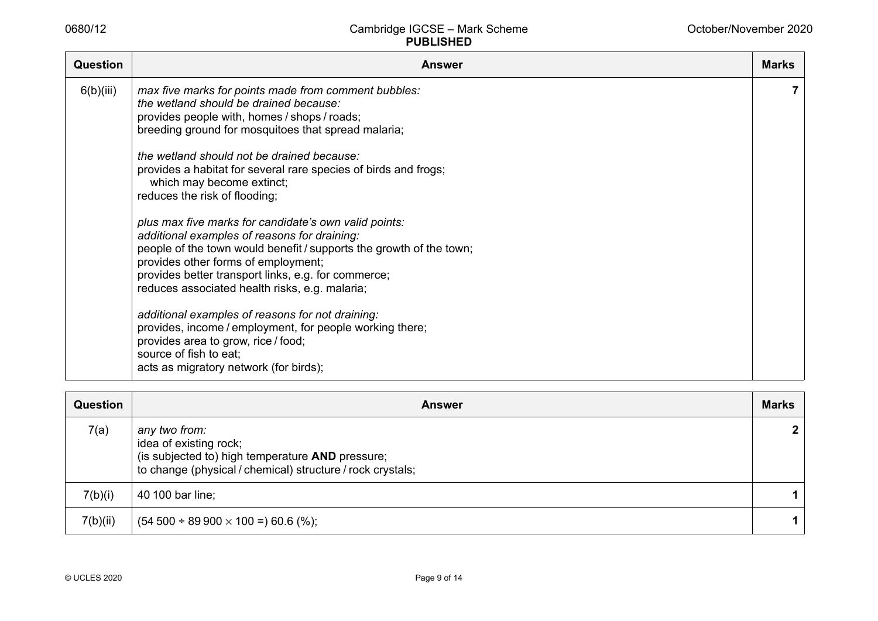| Question | Answer | Marks |
|---|---|---|
| 6(b)(iii) | *max five marks for points made from comment bubbles:*<br>*the wetland should be drained because:*<br>provides people with, homes / shops / roads;<br>breeding ground for mosquitoes that spread malaria;<br><br>*the wetland should not be drained because:*<br>provides a habitat for several rare species of birds and frogs;<br>which may become extinct;<br>reduces the risk of flooding;<br><br>*plus max five marks for candidate's own valid points:*<br>*additional examples of reasons for draining:*<br>people of the town would benefit / supports the growth of the town;<br>provides other forms of employment;<br>provides better transport links, e.g. for commerce;<br>reduces associated health risks, e.g. malaria;<br><br>*additional examples of reasons for not draining:*<br>provides, income / employment, for people working there;<br>provides area to grow, rice / food;<br>source of fish to eat;<br>acts as migratory network (for birds); | 7 |

| Question | Answer | Marks |
|---|---|---|
| 7(a) | *any two from:*<br>idea of existing rock;<br>(is subjected to) high temperature **AND** pressure;<br>to change (physical / chemical) structure / rock crystals; | 2 |
| 7(b)(i) | 40 100 bar line; | 1 |
| 7(b)(ii) | ($54\,500 \div 89\,900 \times 100 =$) 60.6 (%); | 1 |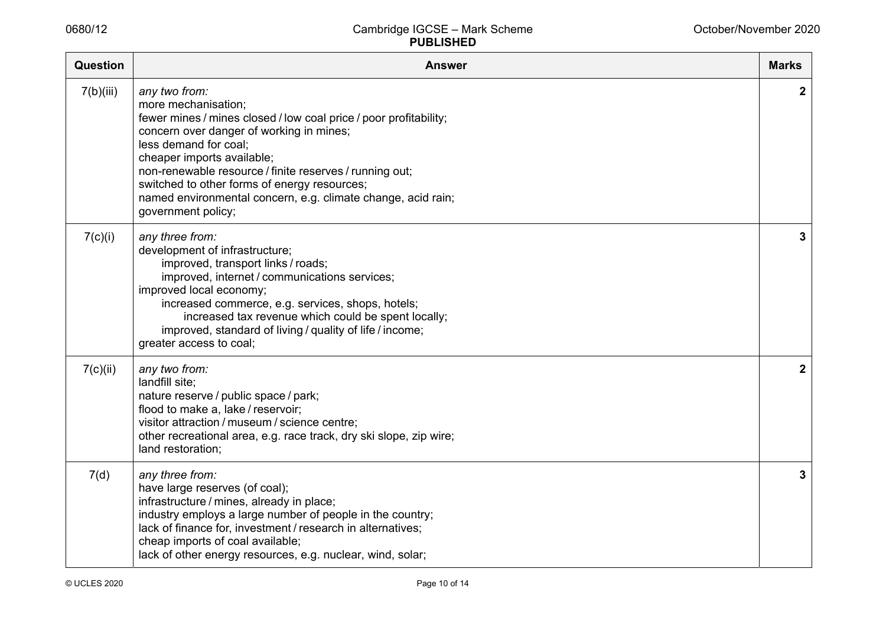| Question | Answer | Marks |
|---|---|---|
| 7(b)(iii) | *any two from:*<br>more mechanisation;<br>fewer mines / mines closed / low coal price / poor profitability;<br>concern over danger of working in mines;<br>less demand for coal;<br>cheaper imports available;<br>non-renewable resource / finite reserves / running out;<br>switched to other forms of energy resources;<br>named environmental concern, e.g. climate change, acid rain;<br>government policy; | **2** |
| 7(c)(i) | *any three from:*<br>development of infrastructure;<br>improved, transport links / roads;<br>improved, internet / communications services;<br>improved local economy;<br>increased commerce, e.g. services, shops, hotels;<br>increased tax revenue which could be spent locally;<br>improved, standard of living / quality of life / income;<br>greater access to coal; | **3** |
| 7(c)(ii) | *any two from:*<br>landfill site;<br>nature reserve / public space / park;<br>flood to make a, lake / reservoir;<br>visitor attraction / museum / science centre;<br>other recreational area, e.g. race track, dry ski slope, zip wire;<br>land restoration; | **2** |
| 7(d) | *any three from:*<br>have large reserves (of coal);<br>infrastructure / mines, already in place;<br>industry employs a large number of people in the country;<br>lack of finance for, investment / research in alternatives;<br>cheap imports of coal available;<br>lack of other energy resources, e.g. nuclear, wind, solar; | **3** |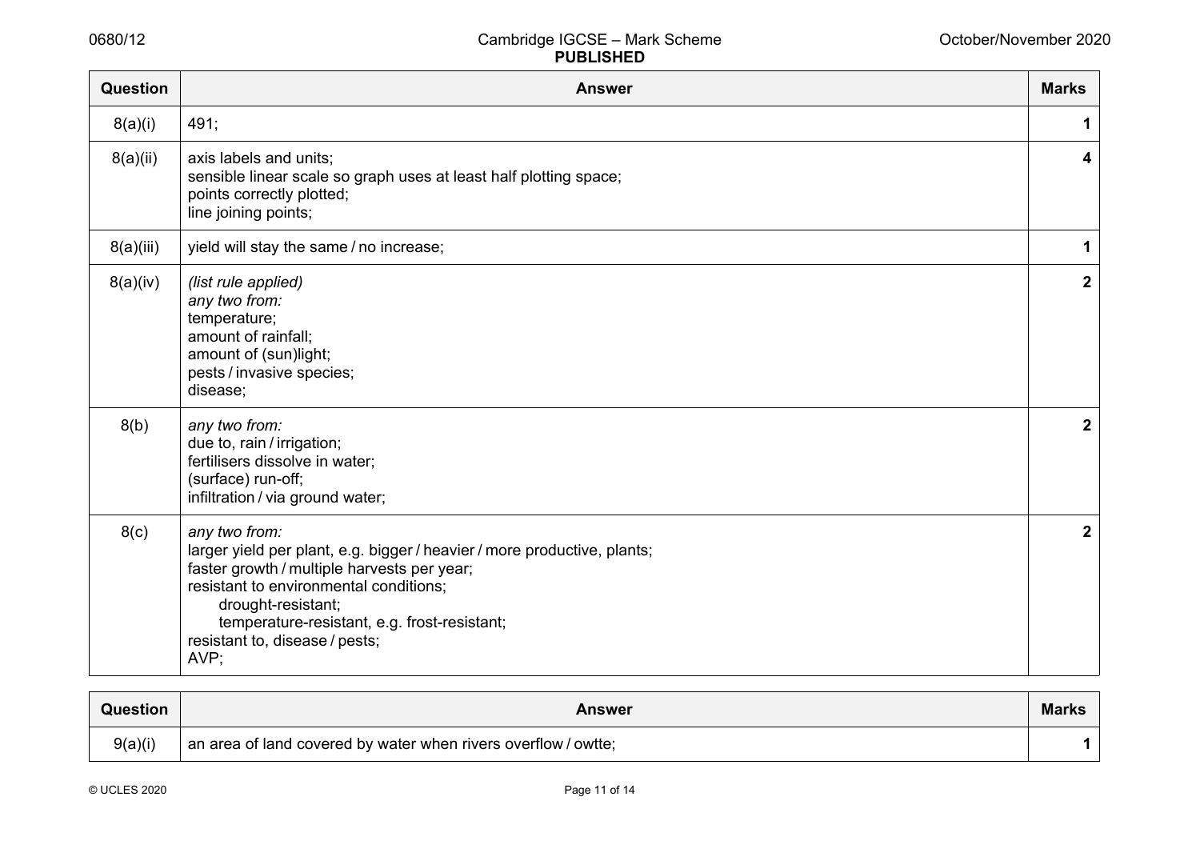| Question | Answer | Marks |
|---|---|---|
| 8(a)(i) | 491; | 1 |
| 8(a)(ii) | axis labels and units;<br>sensible linear scale so graph uses at least half plotting space;<br>points correctly plotted;<br>line joining points; | 4 |
| 8(a)(iii) | yield will stay the same / no increase; | 1 |
| 8(a)(iv) | *(list rule applied)*<br>*any two from:*<br>temperature;<br>amount of rainfall;<br>amount of (sun)light;<br>pests / invasive species;<br>disease; | 2 |
| 8(b) | *any two from:*<br>due to, rain / irrigation;<br>fertilisers dissolve in water;<br>(surface) run-off;<br>infiltration / via ground water; | 2 |
| 8(c) | *any two from:*<br>larger yield per plant, e.g. bigger / heavier / more productive, plants;<br>faster growth / multiple harvests per year;<br>resistant to environmental conditions;<br>&nbsp;&nbsp;&nbsp;&nbsp;drought-resistant;<br>&nbsp;&nbsp;&nbsp;&nbsp;temperature-resistant, e.g. frost-resistant;<br>resistant to, disease / pests;<br>AVP; | 2 |

| Question | Answer | Marks |
|---|---|---|
| 9(a)(i) | an area of land covered by water when rivers overflow / owtte; | 1 |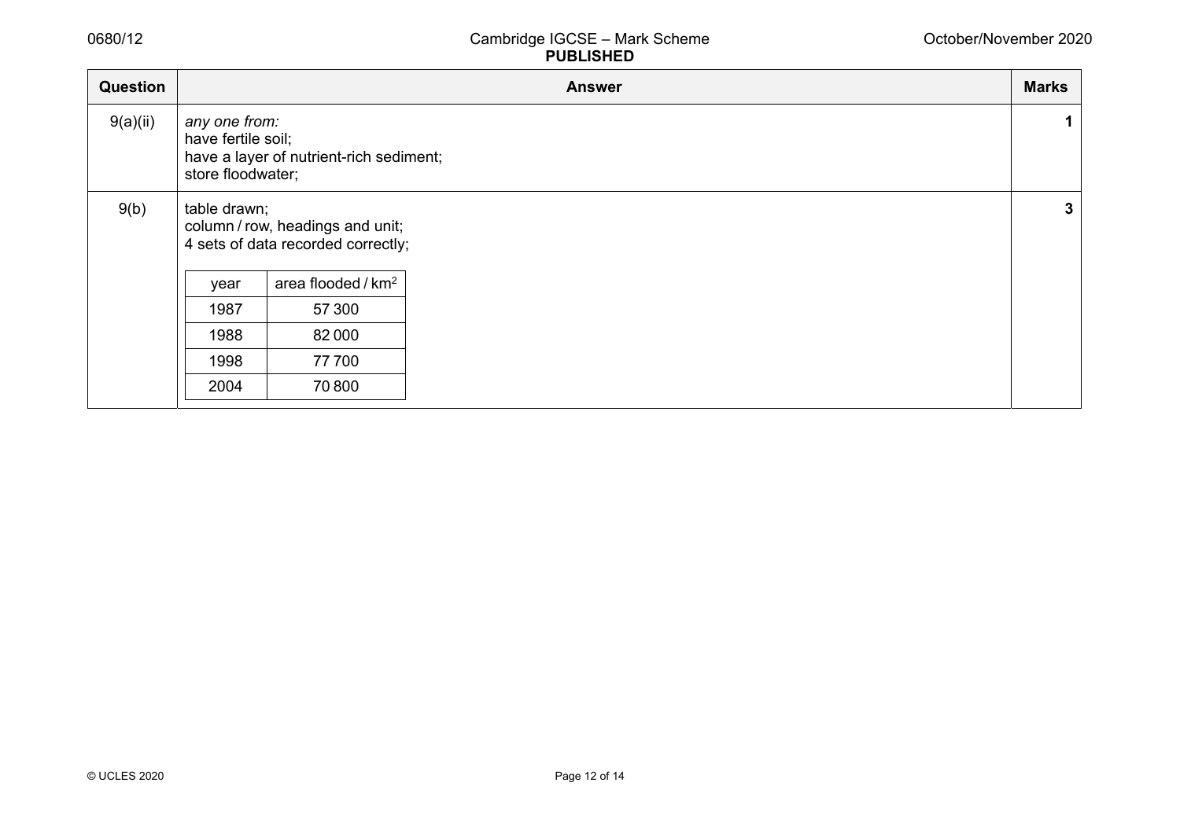| Question | Answer | Marks |
|---|---|---|
| 9(a)(ii) | *any one from:*<br>have fertile soil;<br>have a layer of nutrient-rich sediment;<br>store floodwater; | 1 |
| 9(b) | table drawn;<br>column / row, headings and unit;<br>4 sets of data recorded correctly; | 3 |

| year | area flooded / $km^2$ |
|---|---|
| 1987 | 57 300 |
| 1988 | 82 000 |
| 1998 | 77 700 |
| 2004 | 70 800 |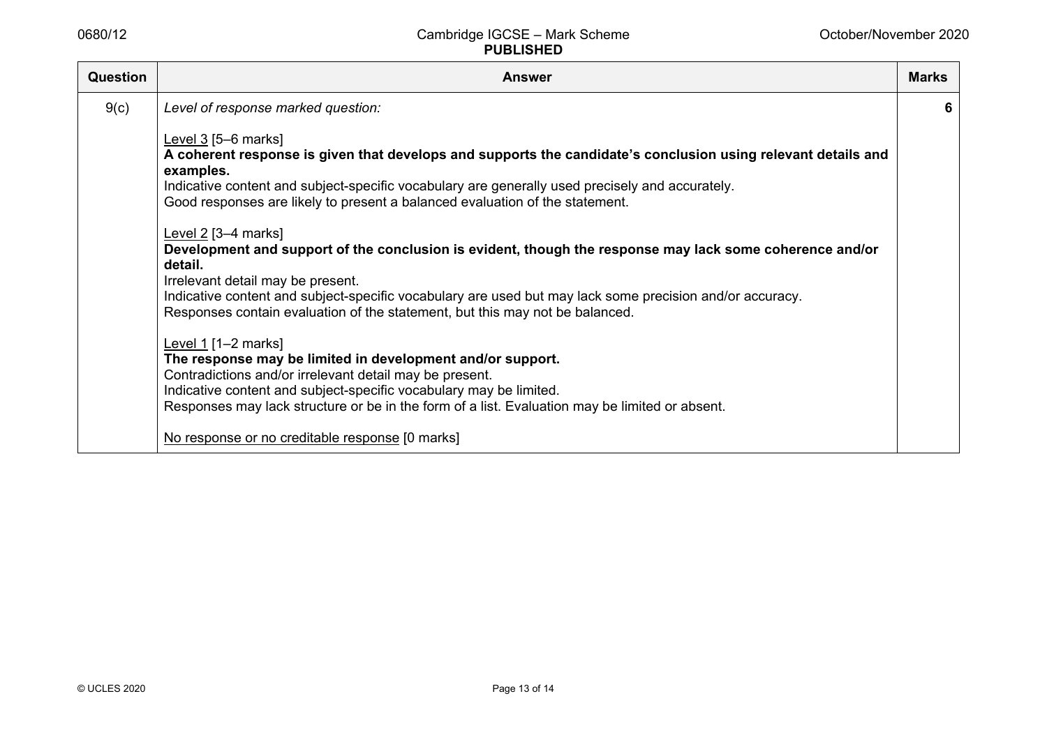| Question | Answer | Marks |
|---|---|---|
| 9(c) | *Level of response marked question:*<br><br>Level 3 [5–6 marks]<br>**A coherent response is given that develops and supports the candidate's conclusion using relevant details and examples.**<br>Indicative content and subject-specific vocabulary are generally used precisely and accurately.<br>Good responses are likely to present a balanced evaluation of the statement.<br><br>Level 2 [3–4 marks]<br>**Development and support of the conclusion is evident, though the response may lack some coherence and/or detail.**<br>Irrelevant detail may be present.<br>Indicative content and subject-specific vocabulary are used but may lack some precision and/or accuracy.<br>Responses contain evaluation of the statement, but this may not be balanced.<br><br>Level 1 [1–2 marks]<br>**The response may be limited in development and/or support.**<br>Contradictions and/or irrelevant detail may be present.<br>Indicative content and subject-specific vocabulary may be limited.<br>Responses may lack structure or be in the form of a list. Evaluation may be limited or absent.<br><br>No response or no creditable response [0 marks] | **6** |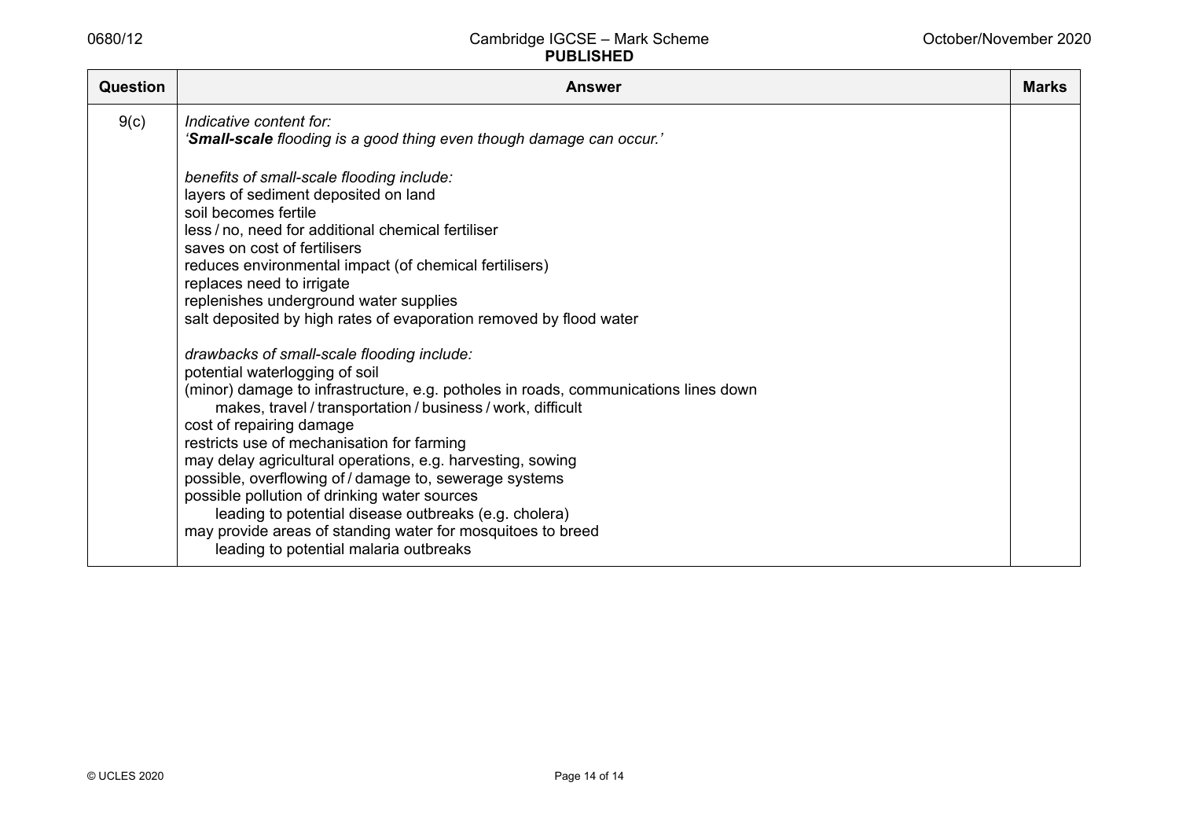| Question | Answer | Marks |
|---|---|---|
| 9(c) | *Indicative content for:*<br>*'**Small-scale** flooding is a good thing even though damage can occur.'*<br><br>*benefits of small-scale flooding include:*<br>layers of sediment deposited on land<br>soil becomes fertile<br>less / no, need for additional chemical fertiliser<br>saves on cost of fertilisers<br>reduces environmental impact (of chemical fertilisers)<br>replaces need to irrigate<br>replenishes underground water supplies<br>salt deposited by high rates of evaporation removed by flood water<br><br>*drawbacks of small-scale flooding include:*<br>potential waterlogging of soil<br>(minor) damage to infrastructure, e.g. potholes in roads, communications lines down<br>&nbsp;&nbsp;&nbsp;&nbsp;makes, travel / transportation / business / work, difficult<br>cost of repairing damage<br>restricts use of mechanisation for farming<br>may delay agricultural operations, e.g. harvesting, sowing<br>possible, overflowing of / damage to, sewerage systems<br>possible pollution of drinking water sources<br>&nbsp;&nbsp;&nbsp;&nbsp;leading to potential disease outbreaks (e.g. cholera)<br>may provide areas of standing water for mosquitoes to breed<br>&nbsp;&nbsp;&nbsp;&nbsp;leading to potential malaria outbreaks | |